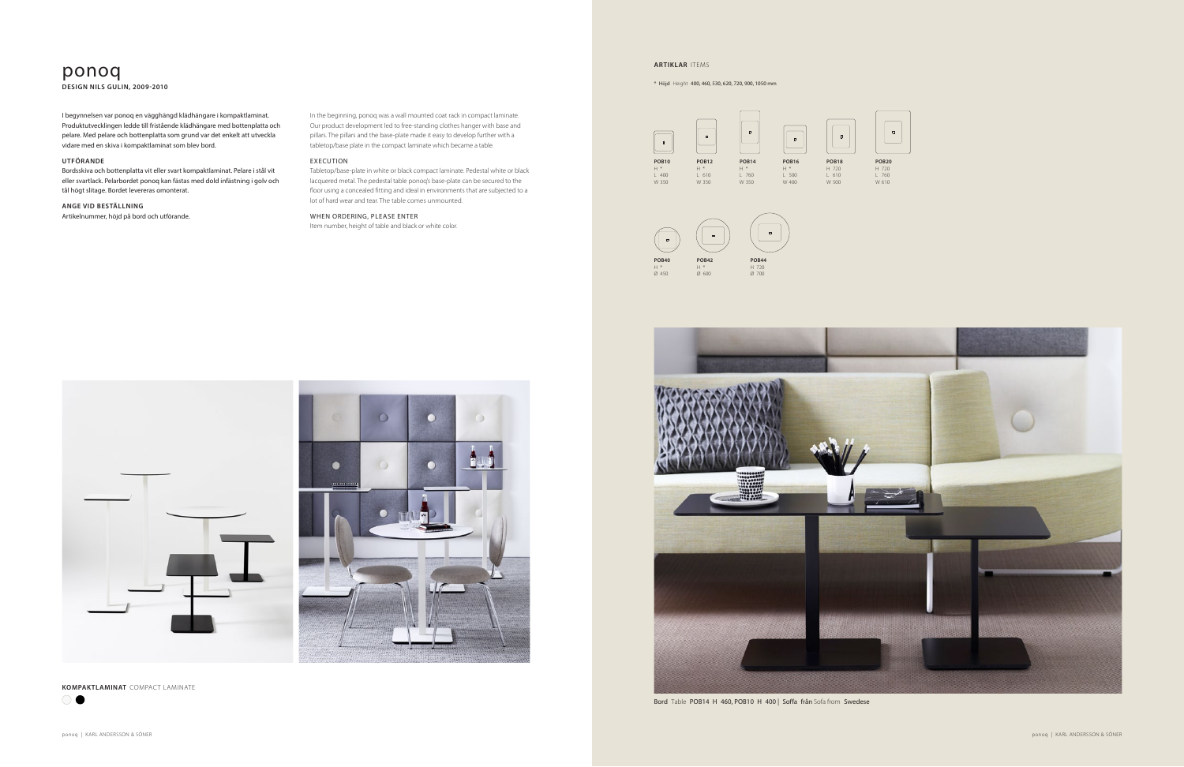# ponoq

**DESIGN NILS GULIN, 2009-2010**

I begynnelsen var ponoq en vägghängd klädhängare i kompaktlaminat. Produktutvecklingen ledde till fristående klädhängare med bottenplatta och pelare. Med pelare och bottenplatta som grund var det enkelt att utveckla vidare med en skiva i kompaktlaminat som blev bord.

**UTFÖRANDE**

Bordsskiva och bottenplatta vit eller svart kompaktlaminat. Pelare i stål vit eller svartlack. Pelarbordet ponoq kan fästas med dold infästning i golv och tål högt slitage. Bordet levereras omonterat.

**ANGE VID BESTÄLLNING**

Artikelnummer, höjd på bord och utförande.

In the beginning, ponoq was a wall mounted coat rack in compact laminate. Our product development led to free-standing clothes hanger with base and pillars. The pillars and the base-plate made it easy to develop further with a tabletop/base plate in the compact laminate which became a table.

EXECUTION

Tabletop/base-plate in white or black compact laminate. Pedestal white or black lacquered metal. The pedestal table ponoq's base-plate can be secured to the floor using a concealed fitting and ideal in environments that are subjected to a lot of hard wear and tear. The table comes unmounted.

WHEN ORDERING, PLEASE ENTER

Item number, height of table and black or white color.

**KOMPAKTLAMINAT** COMPACT LAMINATE

**ARTIKLAR** ITEMS

* Höjd Height 400, 460, 530, 620, 720, 900, 1050 mm

| POB10 | POB12 | POB14 | POB16 | POB18 | POB20 |
|---|---|---|---|---|---|
| H * | H * | H * | H * | H 720 | H 720 |
| L 400 | L 610 | L 760 | L 500 | L 610 | L 760 |
| W 350 | W 350 | W 350 | W 400 | W 500 | W 610 |

| POB40 | POB42 | POB44 |
|---|---|---|
| H * | H * | H 720 |
| Ø 450 | Ø 600 | Ø 700 |

Bord Table POB14 H 460, POB10 H 400 | Soffa från Sofa from Swedese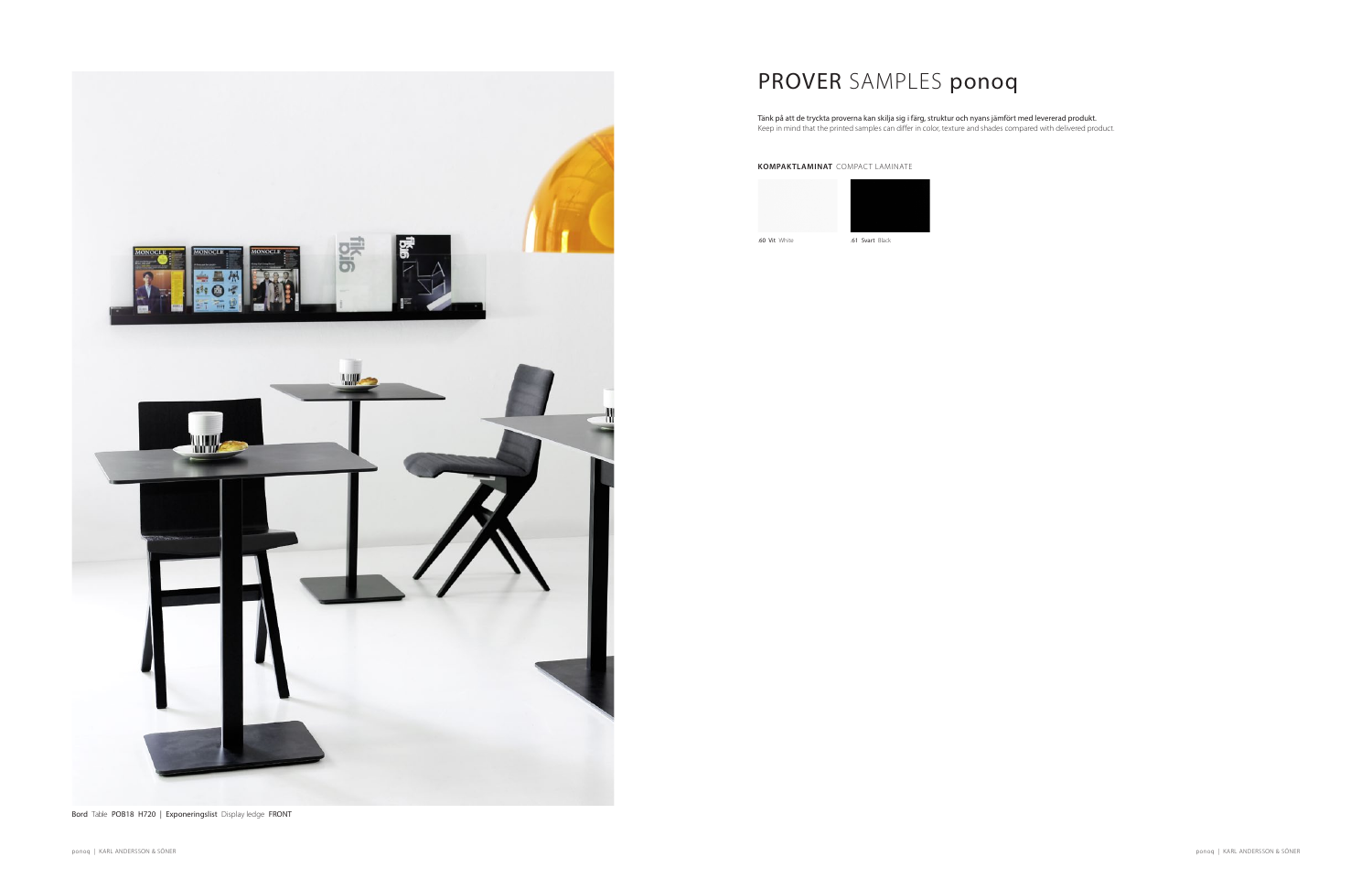Bord Table POB18 H720 | Exponeringslist Display ledge FRONT

# PROVER SAMPLES ponoq

Tänk på att de tryckta proverna kan skilja sig i färg, struktur och nyans jämfört med levererad produkt.
Keep in mind that the printed samples can differ in color, texture and shades compared with delivered product.

**KOMPAKTLAMINAT** COMPACT LAMINATE

:60 Vit White

:61 Svart Black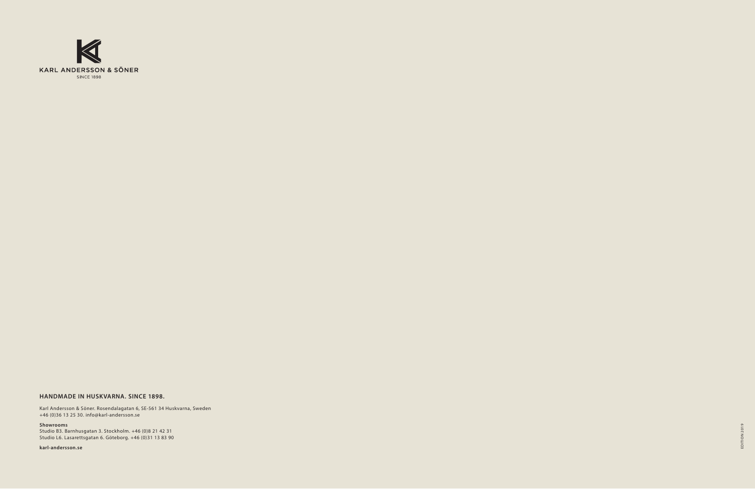KARL ANDERSSON & SÖNER

SINCE 1898

**HANDMADE IN HUSKVARNA. SINCE 1898.**

Karl Andersson & Söner. Rosendalagatan 6, SE-561 34 Huskvarna, Sweden
+46 (0)36 13 25 30. info@karl-andersson.se

**Showrooms**
Studio B3. Barnhusgatan 3. Stockholm. +46 (0)8 21 42 31
Studio L6. Lasarettsgatan 6. Göteborg. +46 (0)31 13 83 90

**karl-andersson.se**

EDITION 2019